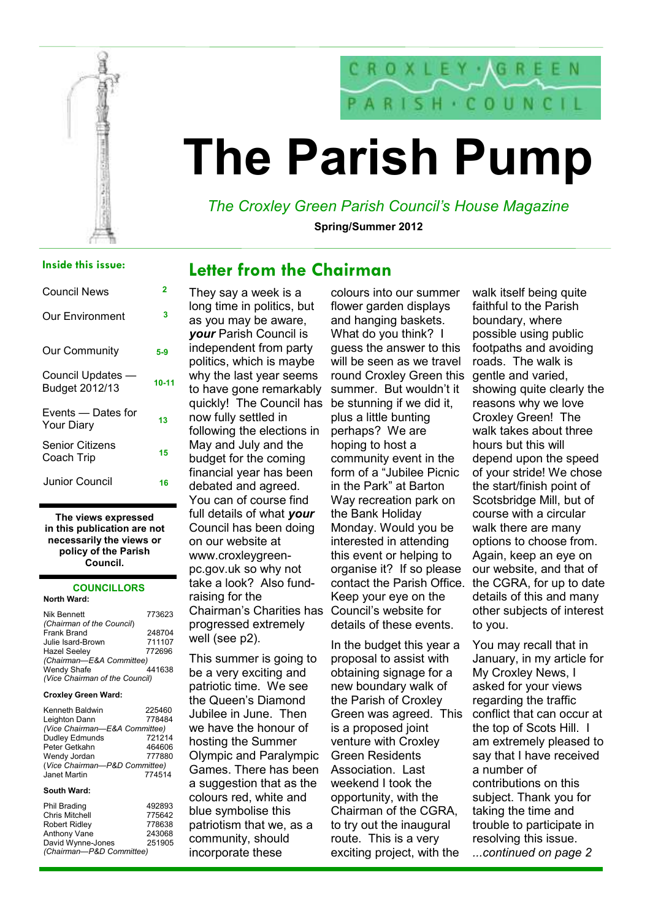CROXLEY · GREEN PARISH · COUNCIL

# The Parish Pump

*The Croxley Green Parish Council's House Magazine*

**Spring/Summer 2012**

**Inside this issue:**

| | |
|---|---|
| Council News | 2 |
| Our Environment | 3 |
| Our Community | 5-9 |
| Council Updates — Budget 2012/13 | 10-11 |
| Events — Dates for Your Diary | 13 |
| Senior Citizens Coach Trip | 15 |
| Junior Council | 16 |

**The views expressed in this publication are not necessarily the views or policy of the Parish Council.**

**COUNCILLORS**

**North Ward:**

| | |
|---|---|
| Nik Bennett *(Chairman of the Council)* | 773623 |
| Frank Brand | 248704 |
| Julie Isard-Brown | 711107 |
| Hazel Seeley *(Chairman—E&A Committee)* | 772696 |
| Wendy Shafe *(Vice Chairman of the Council)* | 441638 |

**Croxley Green Ward:**

| | |
|---|---|
| Kenneth Baldwin | 225460 |
| Leighton Dann *(Vice Chairman—E&A Committee)* | 778484 |
| Dudley Edmunds | 721214 |
| Peter Getkahn | 464606 |
| Wendy Jordan *(Vice Chairman—P&D Committee)* | 777880 |
| Janet Martin | 774514 |

**South Ward:**

| | |
|---|---|
| Phil Brading | 492893 |
| Chris Mitchell | 775642 |
| Robert Ridley | 778638 |
| Anthony Vane | 243068 |
| David Wynne-Jones *(Chairman—P&D Committee)* | 251905 |

## Letter from the Chairman

They say a week is a long time in politics, but as you may be aware, ***your*** Parish Council is independent from party politics, which is maybe why the last year seems to have gone remarkably quickly! The Council has now fully settled in following the elections in May and July and the budget for the coming financial year has been debated and agreed. You can of course find full details of what ***your*** Council has been doing on our website at www.croxleygreen-pc.gov.uk so why not take a look? Also fund-raising for the Chairman's Charities has progressed extremely well (see p2).

This summer is going to be a very exciting and patriotic time. We see the Queen's Diamond Jubilee in June. Then we have the honour of hosting the Summer Olympic and Paralympic Games. There has been a suggestion that as the colours red, white and blue symbolise this patriotism that we, as a community, should incorporate these colours into our summer flower garden displays and hanging baskets. What do you think? I guess the answer to this will be seen as we travel round Croxley Green this summer. But wouldn't it be stunning if we did it, plus a little bunting perhaps? We are hoping to host a community event in the form of a "Jubilee Picnic in the Park" at Barton Way recreation park on the Bank Holiday Monday. Would you be interested in attending this event or helping to organise it? If so please contact the Parish Office. Keep your eye on the Council's website for details of these events.

In the budget this year a proposal to assist with obtaining signage for a new boundary walk of the Parish of Croxley Green was agreed. This is a proposed joint venture with Croxley Green Residents Association. Last weekend I took the opportunity, with the Chairman of the CGRA, to try out the inaugural route. This is a very exciting project, with the walk itself being quite faithful to the Parish boundary, where possible using public footpaths and avoiding roads. The walk is gentle and varied, showing quite clearly the reasons why we love Croxley Green! The walk takes about three hours but this will depend upon the speed of your stride! We chose the start/finish point of Scotsbridge Mill, but of course with a circular walk there are many options to choose from. Again, keep an eye on our website, and that of the CGRA, for up to date details of this and many other subjects of interest to you.

You may recall that in January, in my article for My Croxley News, I asked for your views regarding the traffic conflict that can occur at the top of Scots Hill. I am extremely pleased to say that I have received a number of contributions on this subject. Thank you for taking the time and trouble to participate in resolving this issue. *...continued on page 2*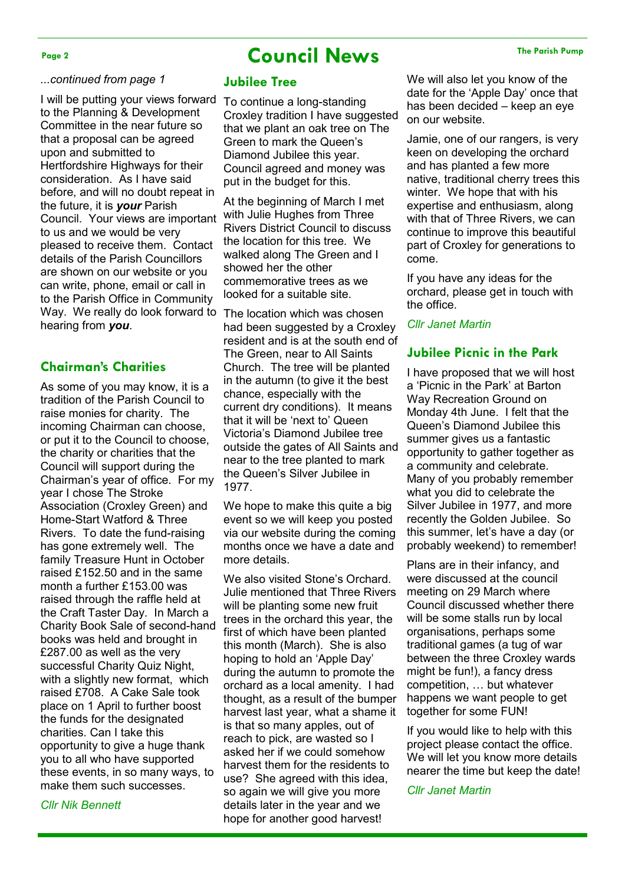# Council News

*...continued from page 1*

I will be putting your views forward to the Planning & Development Committee in the near future so that a proposal can be agreed upon and submitted to Hertfordshire Highways for their consideration. As I have said before, and will no doubt repeat in the future, it is ***your*** Parish Council. Your views are important to us and we would be very pleased to receive them. Contact details of the Parish Councillors are shown on our website or you can write, phone, email or call in to the Parish Office in Community Way. We really do look forward to hearing from ***you***.

## Chairman's Charities

As some of you may know, it is a tradition of the Parish Council to raise monies for charity. The incoming Chairman can choose, or put it to the Council to choose, the charity or charities that the Council will support during the Chairman's year of office. For my year I chose The Stroke Association (Croxley Green) and Home-Start Watford & Three Rivers. To date the fund-raising has gone extremely well. The family Treasure Hunt in October raised £152.50 and in the same month a further £153.00 was raised through the raffle held at the Craft Taster Day. In March a Charity Book Sale of second-hand books was held and brought in £287.00 as well as the very successful Charity Quiz Night, with a slightly new format, which raised £708. A Cake Sale took place on 1 April to further boost the funds for the designated charities. Can I take this opportunity to give a huge thank you to all who have supported these events, in so many ways, to make them such successes.

*Cllr Nik Bennett*

## Jubilee Tree

To continue a long-standing Croxley tradition I have suggested that we plant an oak tree on The Green to mark the Queen's Diamond Jubilee this year. Council agreed and money was put in the budget for this.

At the beginning of March I met with Julie Hughes from Three Rivers District Council to discuss the location for this tree. We walked along The Green and I showed her the other commemorative trees as we looked for a suitable site.

The location which was chosen had been suggested by a Croxley resident and is at the south end of The Green, near to All Saints Church. The tree will be planted in the autumn (to give it the best chance, especially with the current dry conditions). It means that it will be 'next to' Queen Victoria's Diamond Jubilee tree outside the gates of All Saints and near to the tree planted to mark the Queen's Silver Jubilee in 1977.

We hope to make this quite a big event so we will keep you posted via our website during the coming months once we have a date and more details.

We also visited Stone's Orchard. Julie mentioned that Three Rivers will be planting some new fruit trees in the orchard this year, the first of which have been planted this month (March). She is also hoping to hold an 'Apple Day' during the autumn to promote the orchard as a local amenity. I had thought, as a result of the bumper harvest last year, what a shame it is that so many apples, out of reach to pick, are wasted so I asked her if we could somehow harvest them for the residents to use? She agreed with this idea, so again we will give you more details later in the year and we hope for another good harvest!

We will also let you know of the date for the 'Apple Day' once that has been decided – keep an eye on our website.

Jamie, one of our rangers, is very keen on developing the orchard and has planted a few more native, traditional cherry trees this winter. We hope that with his expertise and enthusiasm, along with that of Three Rivers, we can continue to improve this beautiful part of Croxley for generations to come.

If you have any ideas for the orchard, please get in touch with the office.

*Cllr Janet Martin*

## Jubilee Picnic in the Park

I have proposed that we will host a 'Picnic in the Park' at Barton Way Recreation Ground on Monday 4th June. I felt that the Queen's Diamond Jubilee this summer gives us a fantastic opportunity to gather together as a community and celebrate. Many of you probably remember what you did to celebrate the Silver Jubilee in 1977, and more recently the Golden Jubilee. So this summer, let's have a day (or probably weekend) to remember!

Plans are in their infancy, and were discussed at the council meeting on 29 March where Council discussed whether there will be some stalls run by local organisations, perhaps some traditional games (a tug of war between the three Croxley wards might be fun!), a fancy dress competition, … but whatever happens we want people to get together for some FUN!

If you would like to help with this project please contact the office. We will let you know more details nearer the time but keep the date!

*Cllr Janet Martin*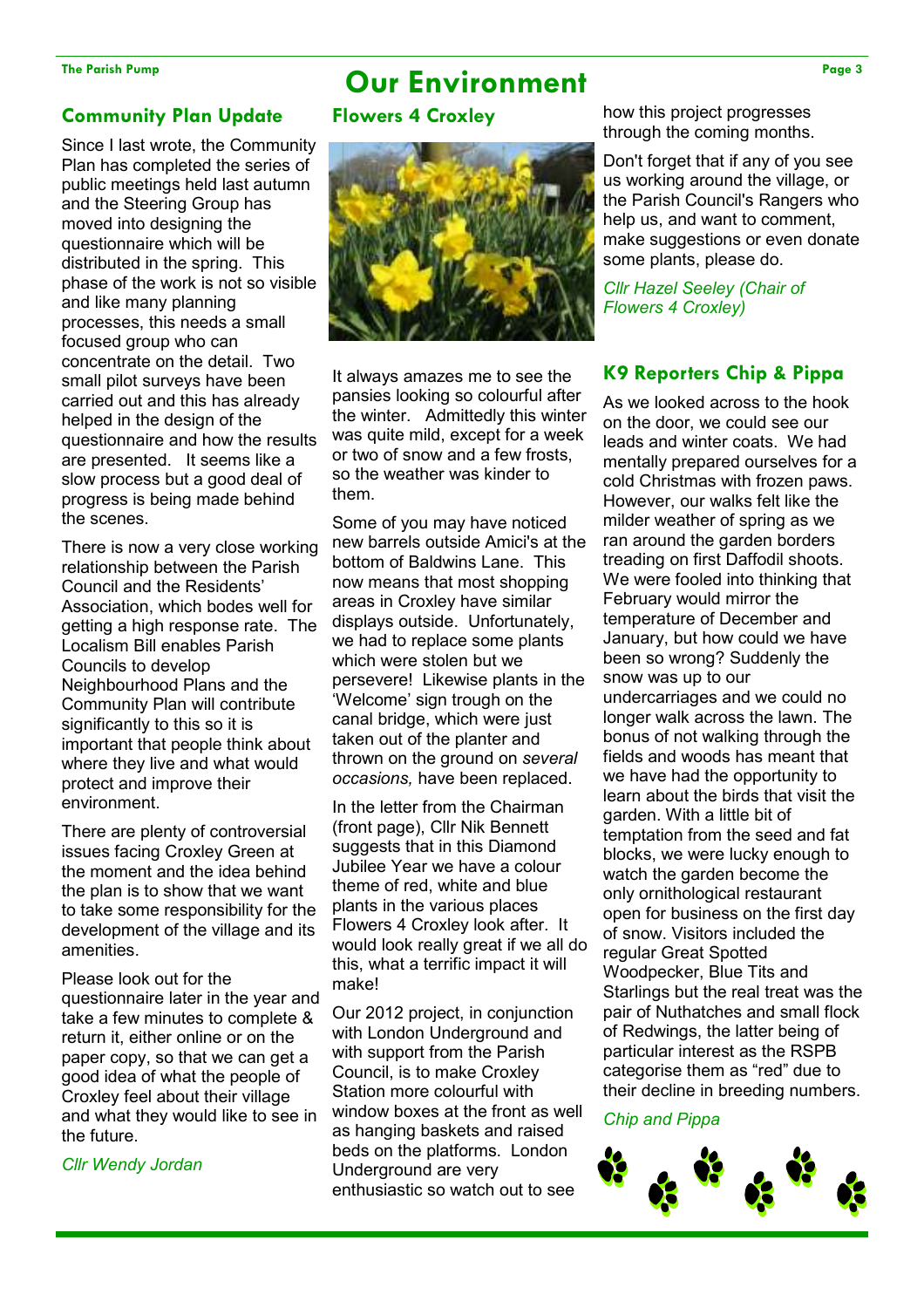# Our Environment

## Community Plan Update

Since I last wrote, the Community Plan has completed the series of public meetings held last autumn and the Steering Group has moved into designing the questionnaire which will be distributed in the spring. This phase of the work is not so visible and like many planning processes, this needs a small focused group who can concentrate on the detail. Two small pilot surveys have been carried out and this has already helped in the design of the questionnaire and how the results are presented. It seems like a slow process but a good deal of progress is being made behind the scenes.

There is now a very close working relationship between the Parish Council and the Residents' Association, which bodes well for getting a high response rate. The Localism Bill enables Parish Councils to develop Neighbourhood Plans and the Community Plan will contribute significantly to this so it is important that people think about where they live and what would protect and improve their environment.

There are plenty of controversial issues facing Croxley Green at the moment and the idea behind the plan is to show that we want to take some responsibility for the development of the village and its amenities.

Please look out for the questionnaire later in the year and take a few minutes to complete & return it, either online or on the paper copy, so that we can get a good idea of what the people of Croxley feel about their village and what they would like to see in the future.

*Cllr Wendy Jordan*

## Flowers 4 Croxley

It always amazes me to see the pansies looking so colourful after the winter. Admittedly this winter was quite mild, except for a week or two of snow and a few frosts, so the weather was kinder to them.

Some of you may have noticed new barrels outside Amici's at the bottom of Baldwins Lane. This now means that most shopping areas in Croxley have similar displays outside. Unfortunately, we had to replace some plants which were stolen but we persevere! Likewise plants in the 'Welcome' sign trough on the canal bridge, which were just taken out of the planter and thrown on the ground on *several occasions,* have been replaced.

In the letter from the Chairman (front page), Cllr Nik Bennett suggests that in this Diamond Jubilee Year we have a colour theme of red, white and blue plants in the various places Flowers 4 Croxley look after. It would look really great if we all do this, what a terrific impact it will make!

Our 2012 project, in conjunction with London Underground and with support from the Parish Council, is to make Croxley Station more colourful with window boxes at the front as well as hanging baskets and raised beds on the platforms. London Underground are very enthusiastic so watch out to see how this project progresses through the coming months.

Don't forget that if any of you see us working around the village, or the Parish Council's Rangers who help us, and want to comment, make suggestions or even donate some plants, please do.

*Cllr Hazel Seeley (Chair of Flowers 4 Croxley)*

## K9 Reporters Chip & Pippa

As we looked across to the hook on the door, we could see our leads and winter coats. We had mentally prepared ourselves for a cold Christmas with frozen paws. However, our walks felt like the milder weather of spring as we ran around the garden borders treading on first Daffodil shoots. We were fooled into thinking that February would mirror the temperature of December and January, but how could we have been so wrong? Suddenly the snow was up to our undercarriages and we could no longer walk across the lawn. The bonus of not walking through the fields and woods has meant that we have had the opportunity to learn about the birds that visit the garden. With a little bit of temptation from the seed and fat blocks, we were lucky enough to watch the garden become the only ornithological restaurant open for business on the first day of snow. Visitors included the regular Great Spotted Woodpecker, Blue Tits and Starlings but the real treat was the pair of Nuthatches and small flock of Redwings, the latter being of particular interest as the RSPB categorise them as "red" due to their decline in breeding numbers.

*Chip and Pippa*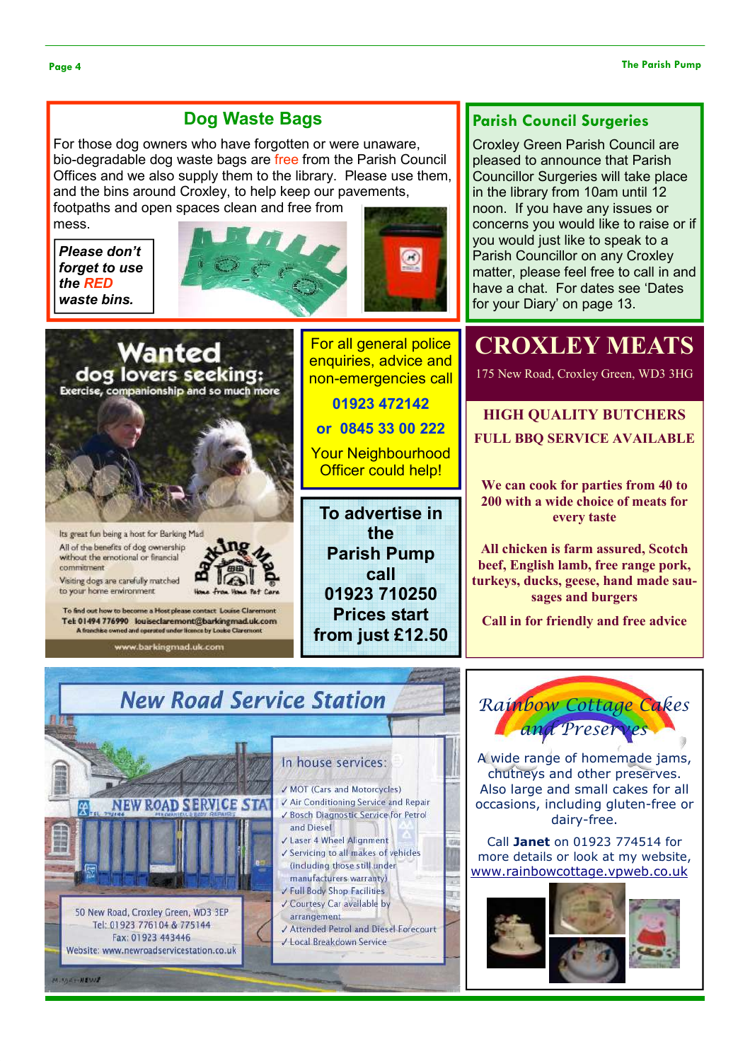## Dog Waste Bags

For those dog owners who have forgotten or were unaware, bio-degradable dog waste bags are free from the Parish Council Offices and we also supply them to the library. Please use them, and the bins around Croxley, to help keep our pavements, footpaths and open spaces clean and free from mess.

***Please don't forget to use the RED waste bins.***

## Parish Council Surgeries

Croxley Green Parish Council are pleased to announce that Parish Councillor Surgeries will take place in the library from 10am until 12 noon. If you have any issues or concerns you would like to raise or if you would just like to speak to a Parish Councillor on any Croxley matter, please feel free to call in and have a chat. For dates see 'Dates for your Diary' on page 13.

## Wanted

**dog lovers seeking:**

Exercise, companionship and so much more

Its great fun being a host for Barking Mad

All of the benefits of dog ownership without the emotional or financial commitment

Visiting dogs are carefully matched to your home environment

Barking Mad — Home from Home Pet Care

To find out how to become a Host please contact Louise Claremont

Tel: 01494 776990 louiseclaremont@barkingmad.uk.com

A franchise owned and operated under licence by Louise Claremont

www.barkingmad.uk.com

For all general police enquiries, advice and non-emergencies call

**01923 472142**

**or 0845 33 00 222**

Your Neighbourhood Officer could help!

**To advertise in the Parish Pump call 01923 710250 Prices start from just £12.50**

## CROXLEY MEATS

175 New Road, Croxley Green, WD3 3HG

**HIGH QUALITY BUTCHERS**

**FULL BBQ SERVICE AVAILABLE**

**We can cook for parties from 40 to 200 with a wide choice of meats for every taste**

**All chicken is farm assured, Scotch beef, English lamb, free range pork, turkeys, ducks, geese, hand made sausages and burgers**

**Call in for friendly and free advice**

## New Road Service Station

In house services:

- ✓ MOT (Cars and Motorcycles)
- ✓ Air Conditioning Service and Repair
- ✓ Bosch Diagnostic Service for Petrol and Diesel
- ✓ Laser 4 Wheel Alignment
- ✓ Servicing to all makes of vehicles (including those still under manufacturers warranty)
- ✓ Full Body Shop Facilities
- ✓ Courtesy Car available by arrangement
- ✓ Attended Petrol and Diesel Forecourt
- ✓ Local Breakdown Service

50 New Road, Croxley Green, WD3 3EP
Tel: 01923 776104 & 775144
Fax: 01923 443446
Website: www.newroadservicestation.co.uk

## Rainbow Cottage Cakes and Preserves

A wide range of homemade jams, chutneys and other preserves. Also large and small cakes for all occasions, including gluten-free or dairy-free.

Call **Janet** on 01923 774514 for more details or look at my website, www.rainbowcottage.vpweb.co.uk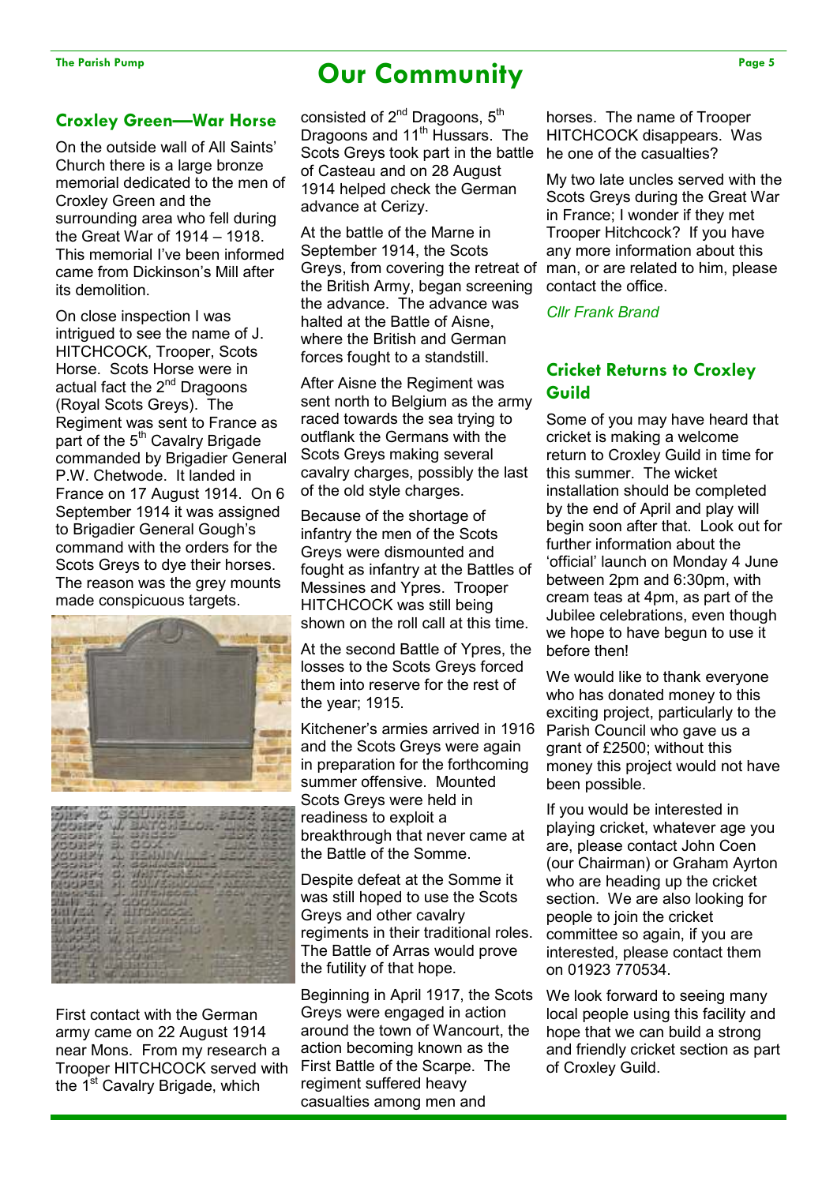# Our Community

## Croxley Green—War Horse

On the outside wall of All Saints' Church there is a large bronze memorial dedicated to the men of Croxley Green and the surrounding area who fell during the Great War of 1914 – 1918. This memorial I've been informed came from Dickinson's Mill after its demolition.

On close inspection I was intrigued to see the name of J. HITCHCOCK, Trooper, Scots Horse. Scots Horse were in actual fact the 2nd Dragoons (Royal Scots Greys). The Regiment was sent to France as part of the 5th Cavalry Brigade commanded by Brigadier General P.W. Chetwode. It landed in France on 17 August 1914. On 6 September 1914 it was assigned to Brigadier General Gough's command with the orders for the Scots Greys to dye their horses. The reason was the grey mounts made conspicuous targets.

First contact with the German army came on 22 August 1914 near Mons. From my research a Trooper HITCHCOCK served with the 1st Cavalry Brigade, which consisted of 2nd Dragoons, 5th Dragoons and 11th Hussars. The Scots Greys took part in the battle of Casteau and on 28 August 1914 helped check the German advance at Cerizy.

At the battle of the Marne in September 1914, the Scots Greys, from covering the retreat of the British Army, began screening the advance. The advance was halted at the Battle of Aisne, where the British and German forces fought to a standstill.

After Aisne the Regiment was sent north to Belgium as the army raced towards the sea trying to outflank the Germans with the Scots Greys making several cavalry charges, possibly the last of the old style charges.

Because of the shortage of infantry the men of the Scots Greys were dismounted and fought as infantry at the Battles of Messines and Ypres. Trooper HITCHCOCK was still being shown on the roll call at this time.

At the second Battle of Ypres, the losses to the Scots Greys forced them into reserve for the rest of the year; 1915.

Kitchener's armies arrived in 1916 and the Scots Greys were again in preparation for the forthcoming summer offensive. Mounted Scots Greys were held in readiness to exploit a breakthrough that never came at the Battle of the Somme.

Despite defeat at the Somme it was still hoped to use the Scots Greys and other cavalry regiments in their traditional roles. The Battle of Arras would prove the futility of that hope.

Beginning in April 1917, the Scots Greys were engaged in action around the town of Wancourt, the action becoming known as the First Battle of the Scarpe. The regiment suffered heavy casualties among men and horses. The name of Trooper HITCHCOCK disappears. Was he one of the casualties?

My two late uncles served with the Scots Greys during the Great War in France; I wonder if they met Trooper Hitchcock? If you have any more information about this man, or are related to him, please contact the office.

*Cllr Frank Brand*

## Cricket Returns to Croxley Guild

Some of you may have heard that cricket is making a welcome return to Croxley Guild in time for this summer. The wicket installation should be completed by the end of April and play will begin soon after that. Look out for further information about the 'official' launch on Monday 4 June between 2pm and 6:30pm, with cream teas at 4pm, as part of the Jubilee celebrations, even though we hope to have begun to use it before then!

We would like to thank everyone who has donated money to this exciting project, particularly to the Parish Council who gave us a grant of £2500; without this money this project would not have been possible.

If you would be interested in playing cricket, whatever age you are, please contact John Coen (our Chairman) or Graham Ayrton who are heading up the cricket section. We are also looking for people to join the cricket committee so again, if you are interested, please contact them on 01923 770534.

We look forward to seeing many local people using this facility and hope that we can build a strong and friendly cricket section as part of Croxley Guild.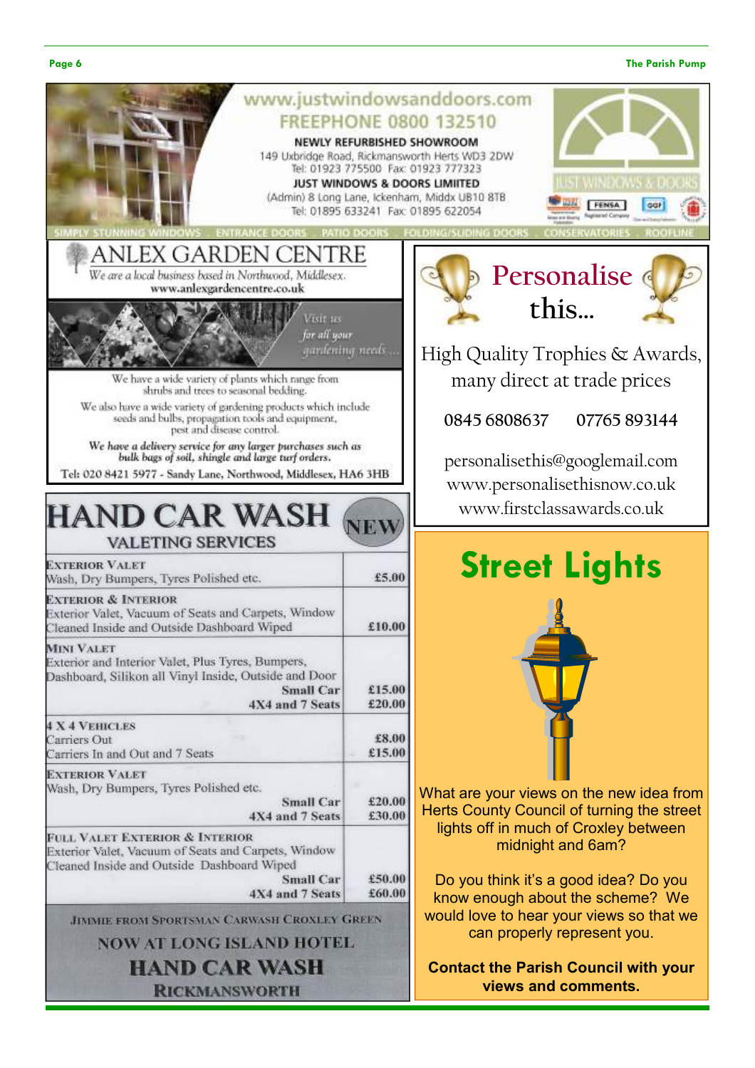www.justwindowsanddoors.com

FREEPHONE 0800 132510

**NEWLY REFURBISHED SHOWROOM**

149 Uxbridge Road, Rickmansworth Herts WD3 2DW

Tel: 01923 775500 Fax: 01923 777323

**JUST WINDOWS & DOORS LIMIITED**

(Admin) 8 Long Lane, Ickenham, Middx UB10 8TB

Tel: 01895 633241 Fax: 01895 622054

JUST WINDOWS & DOORS

SIMPLY STUNNING WINDOWS . ENTRANCE DOORS . PATIO DOORS . FOLDING/SLIDING DOORS . CONSERVATORIES . ROOFLINE

# ANLEX GARDEN CENTRE

*We are a local business based in Northwood, Middlesex.*

**www.anlexgardencentre.co.uk**

*Visit us for all your gardening needs ...*

We have a wide variety of plants which range from shrubs and trees to seasonal bedding.

We also have a wide variety of gardening products which include seeds and bulbs, propagation tools and equipment, pest and disease control.

***We have a delivery service for any larger purchases such as bulk bags of soil, shingle and large turf orders.***

**Tel: 020 8421 5977 - Sandy Lane, Northwood, Middlesex, HA6 3HB**

# Personalise this...

High Quality Trophies & Awards, many direct at trade prices

0845 6808637    07765 893144

personalisethis@googlemail.com

www.personalisethisnow.co.uk

www.firstclassawards.co.uk

# HAND CAR WASH

## VALETING SERVICES

**NEW**

| Service | Price |
|---|---|
| **Exterior Valet**<br>Wash, Dry Bumpers, Tyres Polished etc. | £5.00 |
| **Exterior & Interior**<br>Exterior Valet, Vacuum of Seats and Carpets, Window Cleaned Inside and Outside Dashboard Wiped | £10.00 |
| **Mini Valet**<br>Exterior and Interior Valet, Plus Tyres, Bumpers, Dashboard, Silikon all Vinyl Inside, Outside and Door<br>Small Car<br>4X4 and 7 Seats | <br><br>£15.00<br>£20.00 |
| **4 X 4 Vehicles**<br>Carriers Out<br>Carriers In and Out and 7 Seats | <br>£8.00<br>£15.00 |
| **Exterior Valet**<br>Wash, Dry Bumpers, Tyres Polished etc.<br>Small Car<br>4X4 and 7 Seats | <br><br>£20.00<br>£30.00 |
| **Full Valet Exterior & Interior**<br>Exterior Valet, Vacuum of Seats and Carpets, Window Cleaned Inside and Outside Dashboard Wiped<br>Small Car<br>4X4 and 7 Seats | <br><br>£50.00<br>£60.00 |

**Jimmie from Sportsman Carwash Croxley Green**

**NOW AT LONG ISLAND HOTEL**

**HAND CAR WASH**

**RICKMANSWORTH**

# Street Lights

What are your views on the new idea from Herts County Council of turning the street lights off in much of Croxley between midnight and 6am?

Do you think it's a good idea? Do you know enough about the scheme? We would love to hear your views so that we can properly represent you.

**Contact the Parish Council with your views and comments.**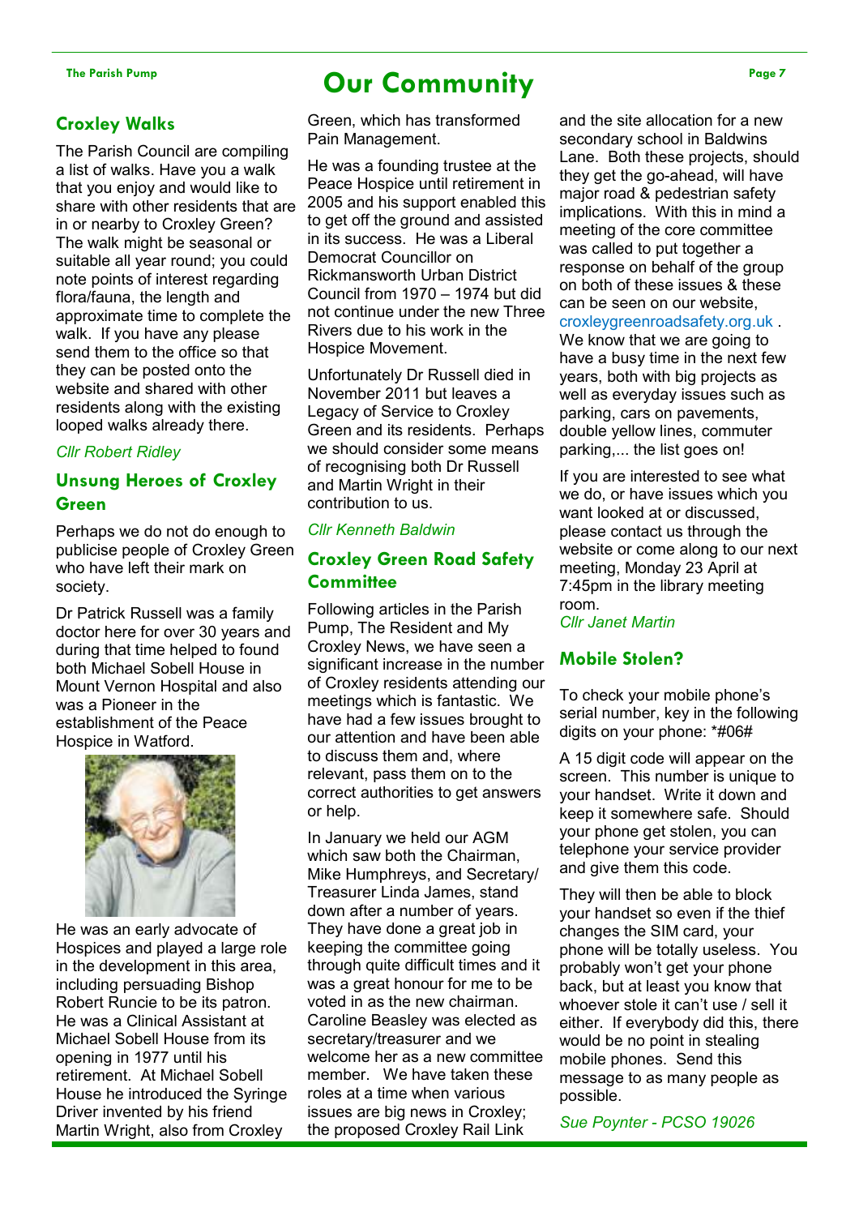# Our Community

## Croxley Walks

The Parish Council are compiling a list of walks. Have you a walk that you enjoy and would like to share with other residents that are in or nearby to Croxley Green? The walk might be seasonal or suitable all year round; you could note points of interest regarding flora/fauna, the length and approximate time to complete the walk. If you have any please send them to the office so that they can be posted onto the website and shared with other residents along with the existing looped walks already there.

*Cllr Robert Ridley*

## Unsung Heroes of Croxley Green

Perhaps we do not do enough to publicise people of Croxley Green who have left their mark on society.

Dr Patrick Russell was a family doctor here for over 30 years and during that time helped to found both Michael Sobell House in Mount Vernon Hospital and also was a Pioneer in the establishment of the Peace Hospice in Watford.

He was an early advocate of Hospices and played a large role in the development in this area, including persuading Bishop Robert Runcie to be its patron. He was a Clinical Assistant at Michael Sobell House from its opening in 1977 until his retirement. At Michael Sobell House he introduced the Syringe Driver invented by his friend Martin Wright, also from Croxley Green, which has transformed Pain Management.

He was a founding trustee at the Peace Hospice until retirement in 2005 and his support enabled this to get off the ground and assisted in its success. He was a Liberal Democrat Councillor on Rickmansworth Urban District Council from 1970 – 1974 but did not continue under the new Three Rivers due to his work in the Hospice Movement.

Unfortunately Dr Russell died in November 2011 but leaves a Legacy of Service to Croxley Green and its residents. Perhaps we should consider some means of recognising both Dr Russell and Martin Wright in their contribution to us.

*Cllr Kenneth Baldwin*

## Croxley Green Road Safety Committee

Following articles in the Parish Pump, The Resident and My Croxley News, we have seen a significant increase in the number of Croxley residents attending our meetings which is fantastic. We have had a few issues brought to our attention and have been able to discuss them and, where relevant, pass them on to the correct authorities to get answers or help.

In January we held our AGM which saw both the Chairman, Mike Humphreys, and Secretary/ Treasurer Linda James, stand down after a number of years. They have done a great job in keeping the committee going through quite difficult times and it was a great honour for me to be voted in as the new chairman. Caroline Beasley was elected as secretary/treasurer and we welcome her as a new committee member. We have taken these roles at a time when various issues are big news in Croxley; the proposed Croxley Rail Link and the site allocation for a new secondary school in Baldwins Lane. Both these projects, should they get the go-ahead, will have major road & pedestrian safety implications. With this in mind a meeting of the core committee was called to put together a response on behalf of the group on both of these issues & these can be seen on our website, croxleygreenroadsafety.org.uk . We know that we are going to have a busy time in the next few years, both with big projects as well as everyday issues such as parking, cars on pavements, double yellow lines, commuter parking,... the list goes on!

If you are interested to see what we do, or have issues which you want looked at or discussed, please contact us through the website or come along to our next meeting, Monday 23 April at 7:45pm in the library meeting room.

*Cllr Janet Martin*

## Mobile Stolen?

To check your mobile phone's serial number, key in the following digits on your phone: *#06#

A 15 digit code will appear on the screen. This number is unique to your handset. Write it down and keep it somewhere safe. Should your phone get stolen, you can telephone your service provider and give them this code.

They will then be able to block your handset so even if the thief changes the SIM card, your phone will be totally useless. You probably won't get your phone back, but at least you know that whoever stole it can't use / sell it either. If everybody did this, there would be no point in stealing mobile phones. Send this message to as many people as possible.

*Sue Poynter - PCSO 19026*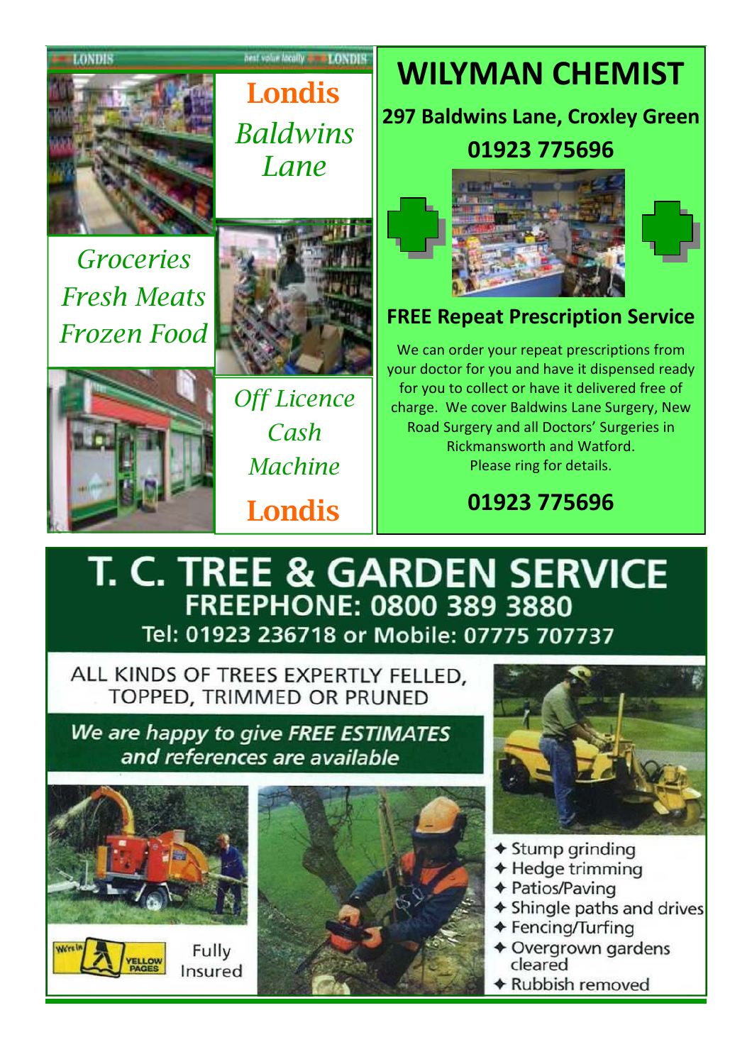## Londis Baldwins Lane

*Groceries*
*Fresh Meats*
*Frozen Food*

*Off Licence*
*Cash Machine*

**Londis**

# WILYMAN CHEMIST

**297 Baldwins Lane, Croxley Green**

**01923 775696**

### FREE Repeat Prescription Service

We can order your repeat prescriptions from your doctor for you and have it dispensed ready for you to collect or have it delivered free of charge. We cover Baldwins Lane Surgery, New Road Surgery and all Doctors' Surgeries in Rickmansworth and Watford.
Please ring for details.

**01923 775696**

# T. C. TREE & GARDEN SERVICE

**FREEPHONE: 0800 389 3880**

Tel: 01923 236718 or Mobile: 07775 707737

ALL KINDS OF TREES EXPERTLY FELLED, TOPPED, TRIMMED OR PRUNED

*We are happy to give FREE ESTIMATES and references are available*

We're in YELLOW PAGES

Fully Insured

- Stump grinding
- Hedge trimming
- Patios/Paving
- Shingle paths and drives
- Fencing/Turfing
- Overgrown gardens cleared
- Rubbish removed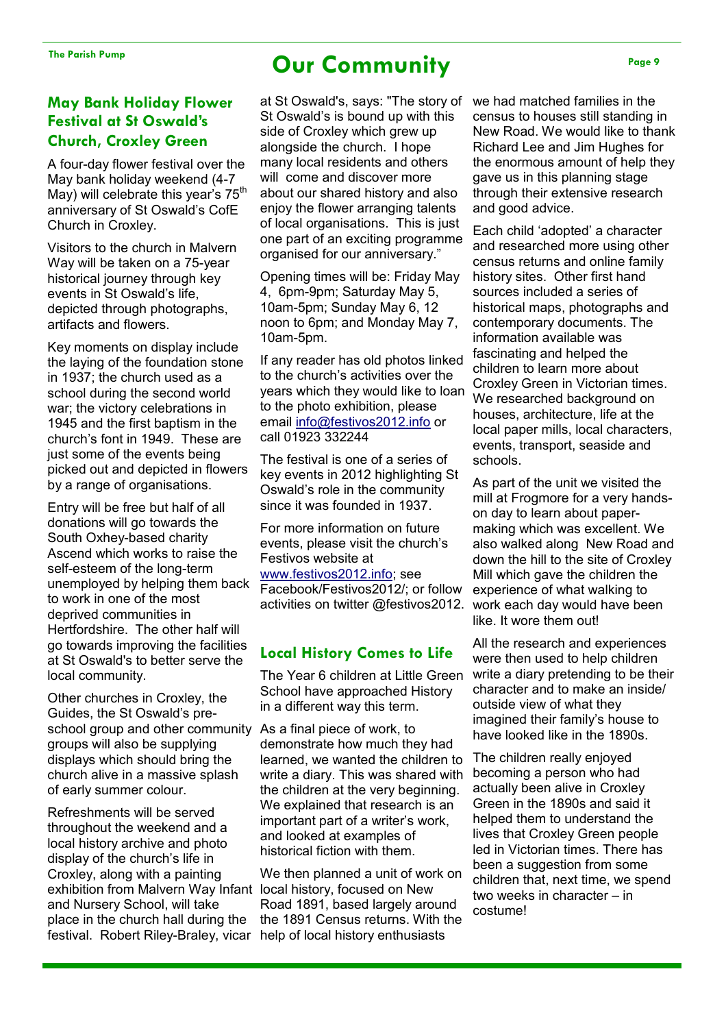# Our Community

## May Bank Holiday Flower Festival at St Oswald's Church, Croxley Green

A four-day flower festival over the May bank holiday weekend (4-7 May) will celebrate this year's 75th anniversary of St Oswald's CofE Church in Croxley.

Visitors to the church in Malvern Way will be taken on a 75-year historical journey through key events in St Oswald's life, depicted through photographs, artifacts and flowers.

Key moments on display include the laying of the foundation stone in 1937; the church used as a school during the second world war; the victory celebrations in 1945 and the first baptism in the church's font in 1949. These are just some of the events being picked out and depicted in flowers by a range of organisations.

Entry will be free but half of all donations will go towards the South Oxhey-based charity Ascend which works to raise the self-esteem of the long-term unemployed by helping them back to work in one of the most deprived communities in Hertfordshire. The other half will go towards improving the facilities at St Oswald's to better serve the local community.

Other churches in Croxley, the Guides, the St Oswald's pre-school group and other community groups will also be supplying displays which should bring the church alive in a massive splash of early summer colour.

Refreshments will be served throughout the weekend and a local history archive and photo display of the church's life in Croxley, along with a painting exhibition from Malvern Way Infant and Nursery School, will take place in the church hall during the festival. Robert Riley-Braley, vicar at St Oswald's, says: "The story of St Oswald's is bound up with this side of Croxley which grew up alongside the church. I hope many local residents and others will come and discover more about our shared history and also enjoy the flower arranging talents of local organisations. This is just one part of an exciting programme organised for our anniversary."

Opening times will be: Friday May 4, 6pm-9pm; Saturday May 5, 10am-5pm; Sunday May 6, 12 noon to 6pm; and Monday May 7, 10am-5pm.

If any reader has old photos linked to the church's activities over the years which they would like to loan to the photo exhibition, please email info@festivos2012.info or call 01923 332244

The festival is one of a series of key events in 2012 highlighting St Oswald's role in the community since it was founded in 1937.

For more information on future events, please visit the church's Festivos website at www.festivos2012.info; see Facebook/Festivos2012/; or follow activities on twitter @festivos2012.

## Local History Comes to Life

The Year 6 children at Little Green School have approached History in a different way this term.

As a final piece of work, to demonstrate how much they had learned, we wanted the children to write a diary. This was shared with the children at the very beginning. We explained that research is an important part of a writer's work, and looked at examples of historical fiction with them.

We then planned a unit of work on local history, focused on New Road 1891, based largely around the 1891 Census returns. With the help of local history enthusiasts we had matched families in the census to houses still standing in New Road. We would like to thank Richard Lee and Jim Hughes for the enormous amount of help they gave us in this planning stage through their extensive research and good advice.

Each child 'adopted' a character and researched more using other census returns and online family history sites. Other first hand sources included a series of historical maps, photographs and contemporary documents. The information available was fascinating and helped the children to learn more about Croxley Green in Victorian times. We researched background on houses, architecture, life at the local paper mills, local characters, events, transport, seaside and schools.

As part of the unit we visited the mill at Frogmore for a very hands-on day to learn about paper-making which was excellent. We also walked along New Road and down the hill to the site of Croxley Mill which gave the children the experience of what walking to work each day would have been like. It wore them out!

All the research and experiences were then used to help children write a diary pretending to be their character and to make an inside/outside view of what they imagined their family's house to have looked like in the 1890s.

The children really enjoyed becoming a person who had actually been alive in Croxley Green in the 1890s and said it helped them to understand the lives that Croxley Green people led in Victorian times. There has been a suggestion from some children that, next time, we spend two weeks in character – in costume!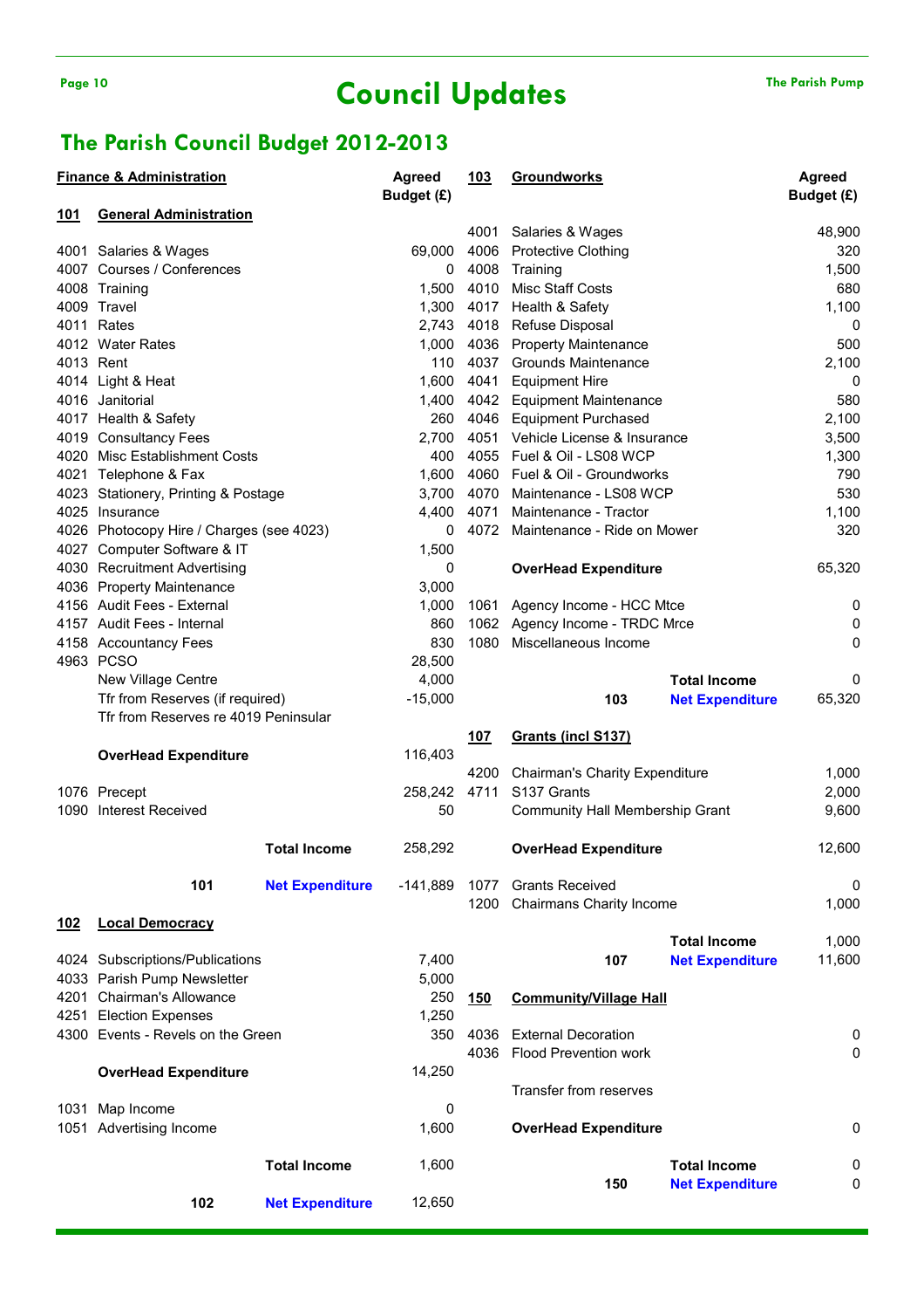# Council Updates

## The Parish Council Budget 2012-2013

### Finance & Administration

| | | | Agreed Budget (£) |
|---|---|---|---|
| **101** | **General Administration** | | |
| 4001 | Salaries & Wages | | 69,000 |
| 4007 | Courses / Conferences | | 0 |
| 4008 | Training | | 1,500 |
| 4009 | Travel | | 1,300 |
| 4011 | Rates | | 2,743 |
| 4012 | Water Rates | | 1,000 |
| 4013 | Rent | | 110 |
| 4014 | Light & Heat | | 1,600 |
| 4016 | Janitorial | | 1,400 |
| 4017 | Health & Safety | | 260 |
| 4019 | Consultancy Fees | | 2,700 |
| 4020 | Misc Establishment Costs | | 400 |
| 4021 | Telephone & Fax | | 1,600 |
| 4023 | Stationery, Printing & Postage | | 3,700 |
| 4025 | Insurance | | 4,400 |
| 4026 | Photocopy Hire / Charges (see 4023) | | 0 |
| 4027 | Computer Software & IT | | 1,500 |
| 4030 | Recruitment Advertising | | 0 |
| 4036 | Property Maintenance | | 3,000 |
| 4156 | Audit Fees - External | | 1,000 |
| 4157 | Audit Fees - Internal | | 860 |
| 4158 | Accountancy Fees | | 830 |
| 4963 | PCSO | | 28,500 |
| | New Village Centre | | 4,000 |
| | Tfr from Reserves (if required) | | -15,000 |
| | Tfr from Reserves re 4019 Peninsular | | |
| | **OverHead Expenditure** | | 116,403 |
| 1076 | Precept | | 258,242 |
| 1090 | Interest Received | | 50 |
| | | **Total Income** | 258,292 |
| | **101** | **Net Expenditure** | -141,889 |
| **102** | **Local Democracy** | | |
| 4024 | Subscriptions/Publications | | 7,400 |
| 4033 | Parish Pump Newsletter | | 5,000 |
| 4201 | Chairman's Allowance | | 250 |
| 4251 | Election Expenses | | 1,250 |
| 4300 | Events - Revels on the Green | | 350 |
| | **OverHead Expenditure** | | 14,250 |
| 1031 | Map Income | | 0 |
| 1051 | Advertising Income | | 1,600 |
| | | **Total Income** | 1,600 |
| | **102** | **Net Expenditure** | 12,650 |

| | | | Agreed Budget (£) |
|---|---|---|---|
| **103** | **Groundworks** | | |
| 4001 | Salaries & Wages | | 48,900 |
| 4006 | Protective Clothing | | 320 |
| 4008 | Training | | 1,500 |
| 4010 | Misc Staff Costs | | 680 |
| 4017 | Health & Safety | | 1,100 |
| 4018 | Refuse Disposal | | 0 |
| 4036 | Property Maintenance | | 500 |
| 4037 | Grounds Maintenance | | 2,100 |
| 4041 | Equipment Hire | | 0 |
| 4042 | Equipment Maintenance | | 580 |
| 4046 | Equipment Purchased | | 2,100 |
| 4051 | Vehicle License & Insurance | | 3,500 |
| 4055 | Fuel & Oil - LS08 WCP | | 1,300 |
| 4060 | Fuel & Oil - Groundworks | | 790 |
| 4070 | Maintenance - LS08 WCP | | 530 |
| 4071 | Maintenance - Tractor | | 1,100 |
| 4072 | Maintenance - Ride on Mower | | 320 |
| | **OverHead Expenditure** | | 65,320 |
| 1061 | Agency Income - HCC Mtce | | 0 |
| 1062 | Agency Income - TRDC Mrce | | 0 |
| 1080 | Miscellaneous Income | | 0 |
| | | **Total Income** | 0 |
| | **103** | **Net Expenditure** | 65,320 |
| **107** | **Grants (incl S137)** | | |
| 4200 | Chairman's Charity Expenditure | | 1,000 |
| 4711 | S137 Grants | | 2,000 |
| | Community Hall Membership Grant | | 9,600 |
| | **OverHead Expenditure** | | 12,600 |
| 1077 | Grants Received | | 0 |
| 1200 | Chairmans Charity Income | | 1,000 |
| | | **Total Income** | 1,000 |
| | **107** | **Net Expenditure** | 11,600 |
| **150** | **Community/Village Hall** | | |
| 4036 | External Decoration | | 0 |
| 4036 | Flood Prevention work | | 0 |
| | Transfer from reserves | | |
| | **OverHead Expenditure** | | 0 |
| | | **Total Income** | 0 |
| | **150** | **Net Expenditure** | 0 |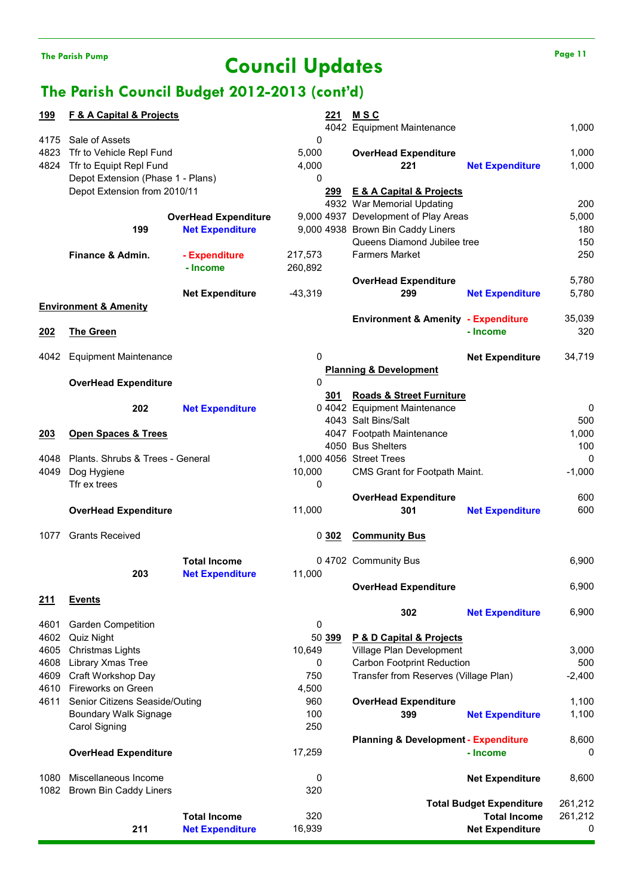# Council Updates

## The Parish Council Budget 2012-2013 (cont'd)

| Code | Item | | Amount |
|---|---|---|---|
| **199** | **F & A Capital & Projects** | | |
| 4175 | Sale of Assets | | 0 |
| 4823 | Tfr to Vehicle Repl Fund | | 5,000 |
| 4824 | Tfr to Equipt Repl Fund | | 4,000 |
| | Depot Extension (Phase 1 - Plans) | | 0 |
| | Depot Extension from 2010/11 | | |
| | | **OverHead Expenditure** | 9,000 |
| | **199** | **Net Expenditure** | 9,000 |
| | **Finance & Admin.** | **- Expenditure** | 217,573 |
| | | **- Income** | 260,892 |
| | | **Net Expenditure** | -43,319 |
| | **Environment & Amenity** | | |
| **202** | **The Green** | | |
| 4042 | Equipment Maintenance | | 0 |
| | **OverHead Expenditure** | | 0 |
| | **202** | **Net Expenditure** | 0 |
| **203** | **Open Spaces & Trees** | | |
| 4048 | Plants. Shrubs & Trees - General | | 1,000 |
| 4049 | Dog Hygiene | | 10,000 |
| | Tfr ex trees | | 0 |
| | **OverHead Expenditure** | | 11,000 |
| 1077 | Grants Received | | 0 |
| | | **Total Income** | 0 |
| | **203** | **Net Expenditure** | 11,000 |
| **211** | **Events** | | |
| 4601 | Garden Competition | | 0 |
| 4602 | Quiz Night | | 50 |
| 4605 | Christmas Lights | | 10,649 |
| 4608 | Library Xmas Tree | | 0 |
| 4609 | Craft Workshop Day | | 750 |
| 4610 | Fireworks on Green | | 4,500 |
| 4611 | Senior Citizens Seaside/Outing | | 960 |
| | Boundary Walk Signage | | 100 |
| | Carol Signing | | 250 |
| | **OverHead Expenditure** | | 17,259 |
| 1080 | Miscellaneous Income | | 0 |
| 1082 | Brown Bin Caddy Liners | | 320 |
| | | **Total Income** | 320 |
| | **211** | **Net Expenditure** | 16,939 |
| **221** | **M S C** | | |
| 4042 | Equipment Maintenance | | 1,000 |
| | **OverHead Expenditure** | | 1,000 |
| | **221** | **Net Expenditure** | 1,000 |
| **299** | **E & A Capital & Projects** | | |
| 4932 | War Memorial Updating | | 200 |
| 4937 | Development of Play Areas | | 5,000 |
| 4938 | Brown Bin Caddy Liners | | 180 |
| | Queens Diamond Jubilee tree | | 150 |
| | Farmers Market | | 250 |
| | **OverHead Expenditure** | | 5,780 |
| | **299** | **Net Expenditure** | 5,780 |
| | **Environment & Amenity** | **- Expenditure** | 35,039 |
| | | **- Income** | 320 |
| | | **Net Expenditure** | 34,719 |
| | **Planning & Development** | | |
| **301** | **Roads & Street Furniture** | | |
| 4042 | Equipment Maintenance | | 0 |
| 4043 | Salt Bins/Salt | | 500 |
| 4047 | Footpath Maintenance | | 1,000 |
| 4050 | Bus Shelters | | 100 |
| 4056 | Street Trees | | 0 |
| | CMS Grant for Footpath Maint. | | -1,000 |
| | **OverHead Expenditure** | | 600 |
| | **301** | **Net Expenditure** | 600 |
| **302** | **Community Bus** | | |
| 4702 | Community Bus | | 6,900 |
| | **OverHead Expenditure** | | 6,900 |
| | **302** | **Net Expenditure** | 6,900 |
| **399** | **P & D Capital & Projects** | | |
| | Village Plan Development | | 3,000 |
| | Carbon Footprint Reduction | | 500 |
| | Transfer from Reserves (Village Plan) | | -2,400 |
| | **OverHead Expenditure** | | 1,100 |
| | **399** | **Net Expenditure** | 1,100 |
| | **Planning & Development** | **- Expenditure** | 8,600 |
| | | **- Income** | 0 |
| | | **Net Expenditure** | 8,600 |
| | | **Total Budget Expenditure** | 261,212 |
| | | **Total Income** | 261,212 |
| | | **Net Expenditure** | 0 |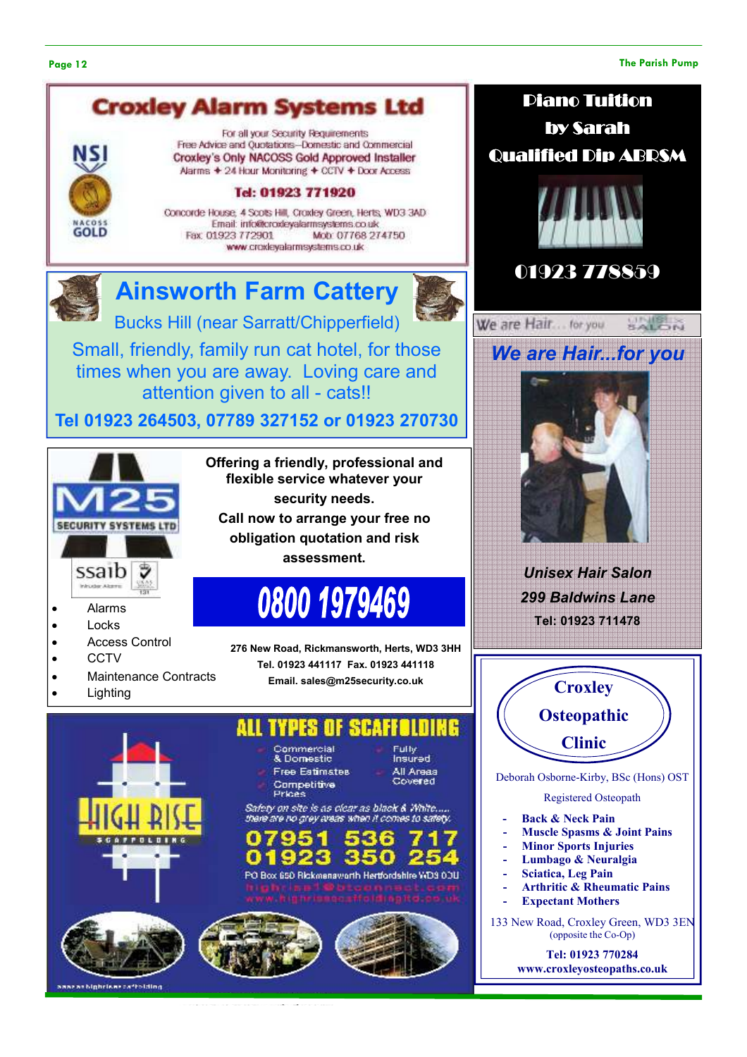## Croxley Alarm Systems Ltd

For all your Security Requirements
Free Advice and Quotations—Domestic and Commercial
Croxley's Only NACOSS Gold Approved Installer
Alarms ✦ 24 Hour Monitoring ✦ CCTV ✦ Door Access

**Tel: 01923 771920**

Concorde House, 4 Scots Hill, Croxley Green, Herts, WD3 3AD
Email: info@croxleyalarmsystems.co.uk
Fax: 01923 772901 Mob: 07768 274750
www.croxleyalarmsystems.co.uk

## Ainsworth Farm Cattery

Bucks Hill (near Sarratt/Chipperfield)

Small, friendly, family run cat hotel, for those times when you are away. Loving care and attention given to all - cats!!

**Tel 01923 264503, 07789 327152 or 01923 270730**

## M25 Security Systems Ltd

**Offering a friendly, professional and flexible service whatever your security needs.**

**Call now to arrange your free no obligation quotation and risk assessment.**

- Alarms
- Locks
- Access Control
- CCTV
- Maintenance Contracts
- Lighting

**0800 1979469**

**276 New Road, Rickmansworth, Herts, WD3 3HH**
**Tel. 01923 441117 Fax. 01923 441118**
**Email. sales@m25security.co.uk**

## High Rise Scaffolding

**ALL TYPES OF SCAFFOLDING**

- Commercial & Domestic
- Free Estimates
- Competitive Prices
- Fully Insured
- All Areas Covered

*Safety on site is as clear as black & White..... there are no grey areas when it comes to safety.*

**07951 536 717**
**01923 350 254**

PO Box 650 Rickmansworth Hertfordshire WD3 0JU
highrise1@btconnect.com
www.highrisescaffoldingltd.co.uk

## Piano Tuition by Sarah

**Qualified Dip ABRSM**

**01923 778859**

## We are Hair...for you

*Unisex Hair Salon*
*299 Baldwins Lane*
**Tel: 01923 711478**

## Croxley Osteopathic Clinic

Deborah Osborne-Kirby, BSc (Hons) OST

Registered Osteopath

- **Back & Neck Pain**
- **Muscle Spasms & Joint Pains**
- **Minor Sports Injuries**
- **Lumbago & Neuralgia**
- **Sciatica, Leg Pain**
- **Arthritic & Rheumatic Pains**
- **Expectant Mothers**

133 New Road, Croxley Green, WD3 3EN
(opposite the Co-Op)

**Tel: 01923 770284**
**www.croxleyosteopaths.co.uk**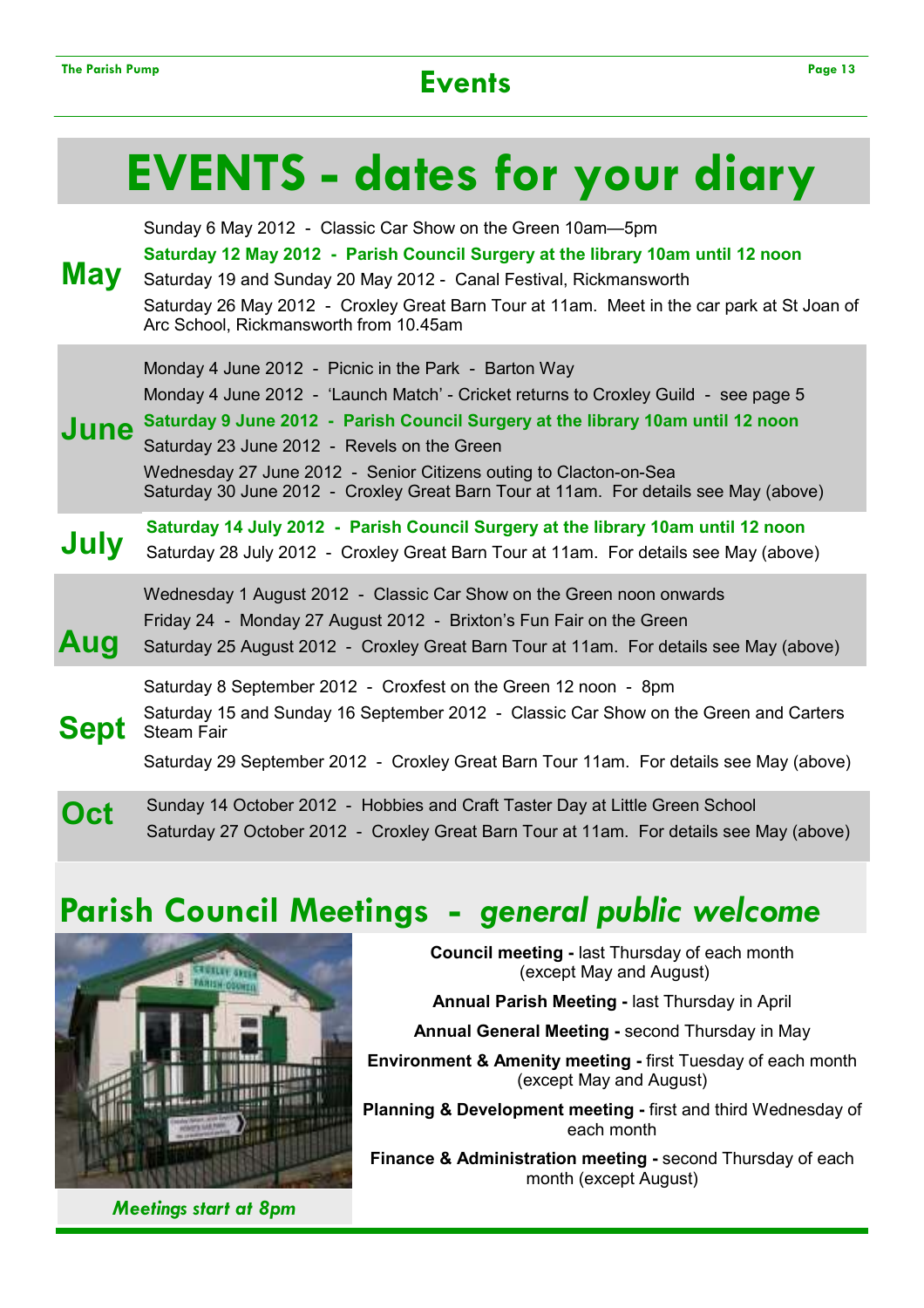# Events

# EVENTS - dates for your diary

## May

Sunday 6 May 2012 - Classic Car Show on the Green 10am—5pm

**Saturday 12 May 2012 - Parish Council Surgery at the library 10am until 12 noon**

Saturday 19 and Sunday 20 May 2012 - Canal Festival, Rickmansworth

Saturday 26 May 2012 - Croxley Great Barn Tour at 11am. Meet in the car park at St Joan of Arc School, Rickmansworth from 10.45am

## June

Monday 4 June 2012 - Picnic in the Park - Barton Way

Monday 4 June 2012 - 'Launch Match' - Cricket returns to Croxley Guild - see page 5

**Saturday 9 June 2012 - Parish Council Surgery at the library 10am until 12 noon**

Saturday 23 June 2012 - Revels on the Green

Wednesday 27 June 2012 - Senior Citizens outing to Clacton-on-Sea

Saturday 30 June 2012 - Croxley Great Barn Tour at 11am. For details see May (above)

## July

**Saturday 14 July 2012 - Parish Council Surgery at the library 10am until 12 noon**

Saturday 28 July 2012 - Croxley Great Barn Tour at 11am. For details see May (above)

## Aug

Wednesday 1 August 2012 - Classic Car Show on the Green noon onwards

Friday 24 - Monday 27 August 2012 - Brixton's Fun Fair on the Green

Saturday 25 August 2012 - Croxley Great Barn Tour at 11am. For details see May (above)

## Sept

Saturday 8 September 2012 - Croxfest on the Green 12 noon - 8pm

Saturday 15 and Sunday 16 September 2012 - Classic Car Show on the Green and Carters Steam Fair

Saturday 29 September 2012 - Croxley Great Barn Tour 11am. For details see May (above)

## Oct

Sunday 14 October 2012 - Hobbies and Craft Taster Day at Little Green School

Saturday 27 October 2012 - Croxley Great Barn Tour at 11am. For details see May (above)

## Parish Council Meetings - *general public welcome*

**Council meeting -** last Thursday of each month (except May and August)

**Annual Parish Meeting -** last Thursday in April

**Annual General Meeting -** second Thursday in May

**Environment & Amenity meeting -** first Tuesday of each month (except May and August)

**Planning & Development meeting -** first and third Wednesday of each month

**Finance & Administration meeting -** second Thursday of each month (except August)

*Meetings start at 8pm*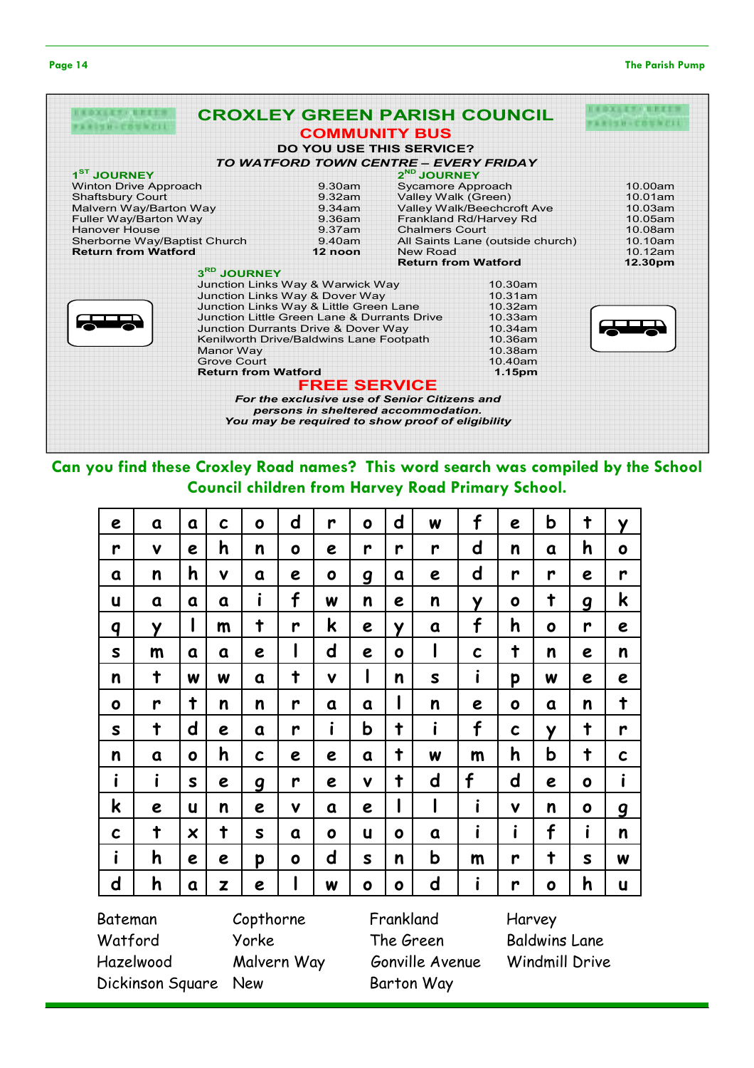# CROXLEY GREEN PARISH COUNCIL

## COMMUNITY BUS

**DO YOU USE THIS SERVICE?**

***TO WATFORD TOWN CENTRE – EVERY FRIDAY***

### 1ST JOURNEY

| Stop | Time |
|---|---|
| Winton Drive Approach | 9.30am |
| Shaftsbury Court | 9.32am |
| Malvern Way/Barton Way | 9.34am |
| Fuller Way/Barton Way | 9.36am |
| Hanover House | 9.37am |
| Sherborne Way/Baptist Church | 9.40am |
| **Return from Watford** | **12 noon** |

### 2ND JOURNEY

| Stop | Time |
|---|---|
| Sycamore Approach | 10.00am |
| Valley Walk (Green) | 10.01am |
| Valley Walk/Beechcroft Ave | 10.03am |
| Frankland Rd/Harvey Rd | 10.05am |
| Chalmers Court | 10.08am |
| All Saints Lane (outside church) | 10.10am |
| New Road | 10.12am |
| **Return from Watford** | **12.30pm** |

### 3RD JOURNEY

| Stop | Time |
|---|---|
| Junction Links Way & Warwick Way | 10.30am |
| Junction Links Way & Dover Way | 10.31am |
| Junction Links Way & Little Green Lane | 10.32am |
| Junction Little Green Lane & Durrants Drive | 10.33am |
| Junction Durrants Drive & Dover Way | 10.34am |
| Kenilworth Drive/Baldwins Lane Footpath | 10.36am |
| Manor Way | 10.38am |
| Grove Court | 10.40am |
| **Return from Watford** | **1.15pm** |

## FREE SERVICE

***For the exclusive use of Senior Citizens and persons in sheltered accommodation. You may be required to show proof of eligibility***

**Can you find these Croxley Road names? This word search was compiled by the School Council children from Harvey Road Primary School.**

| | | | | | | | | | | | | | | |
|---|---|---|---|---|---|---|---|---|---|---|---|---|---|---|
| e | a | a | c | o | d | r | o | d | w | f | e | b | t | y |
| r | v | e | h | n | o | e | r | r | r | d | n | a | h | o |
| a | n | h | v | a | e | o | g | a | e | d | r | r | e | r |
| u | a | a | a | i | f | w | n | e | n | y | o | t | g | k |
| q | y | l | m | t | r | k | e | y | a | f | h | o | r | e |
| s | m | a | a | e | l | d | e | o | l | c | t | n | e | n |
| n | t | w | w | a | t | v | l | n | s | i | p | w | e | e |
| o | r | t | n | n | r | a | a | l | n | e | o | a | n | t |
| s | t | d | e | a | r | i | b | t | i | f | c | y | t | r |
| n | a | o | h | c | e | e | a | t | w | m | h | b | t | c |
| i | i | s | e | g | r | e | v | t | d | f | d | e | o | i |
| k | e | u | n | e | v | a | e | l | l | i | v | n | o | g |
| c | t | x | t | s | a | o | u | o | a | i | i | f | i | n |
| i | h | e | e | p | o | d | s | n | b | m | r | t | s | w |
| d | h | a | z | e | l | w | o | o | d | i | r | o | h | u |

| | | | |
|---|---|---|---|
| Bateman | Copthorne | Frankland | Harvey |
| Watford | Yorke | The Green | Baldwins Lane |
| Hazelwood | Malvern Way | Gonville Avenue | Windmill Drive |
| Dickinson Square | New | Barton Way | |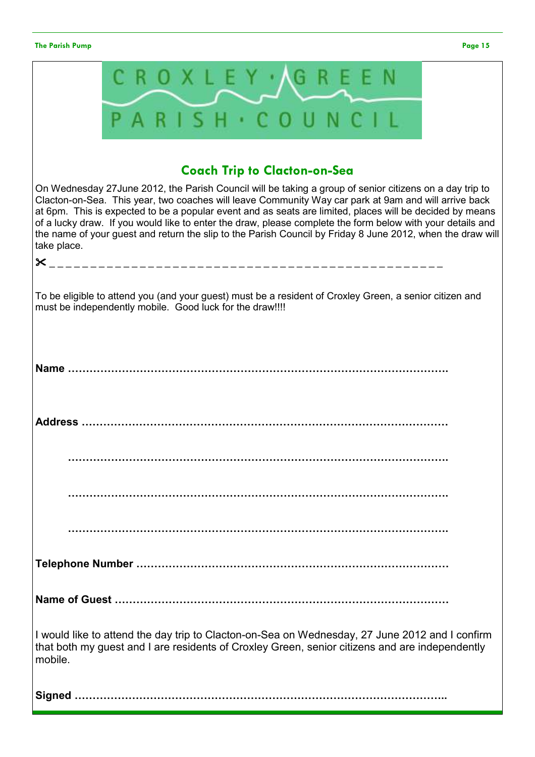CROXLEY · GREEN
PARISH · COUNCIL

## Coach Trip to Clacton-on-Sea

On Wednesday 27June 2012, the Parish Council will be taking a group of senior citizens on a day trip to Clacton-on-Sea. This year, two coaches will leave Community Way car park at 9am and will arrive back at 6pm. This is expected to be a popular event and as seats are limited, places will be decided by means of a lucky draw. If you would like to enter the draw, please complete the form below with your details and the name of your guest and return the slip to the Parish Council by Friday 8 June 2012, when the draw will take place.

✂ _ _ _ _ _ _ _ _ _ _ _ _ _ _ _ _ _ _ _ _ _ _ _ _ _ _ _ _ _ _ _ _ _ _ _ _ _ _ _ _ _ _ _ _ _ _ _ _ _ _

To be eligible to attend you (and your guest) must be a resident of Croxley Green, a senior citizen and must be independently mobile. Good luck for the draw!!!!

**Name** ……………………………………………………………………………………….

**Address** ……………………………………………………………………………………

……………………………………………………………………………………….

……………………………………………………………………………………….

……………………………………………………………………………………….

**Telephone Number** ………………………………………………………………………

**Name of Guest** ……………………………………………………………………………

I would like to attend the day trip to Clacton-on-Sea on Wednesday, 27 June 2012 and I confirm that both my guest and I are residents of Croxley Green, senior citizens and are independently mobile.

**Signed** ……………………………………………………………………………………..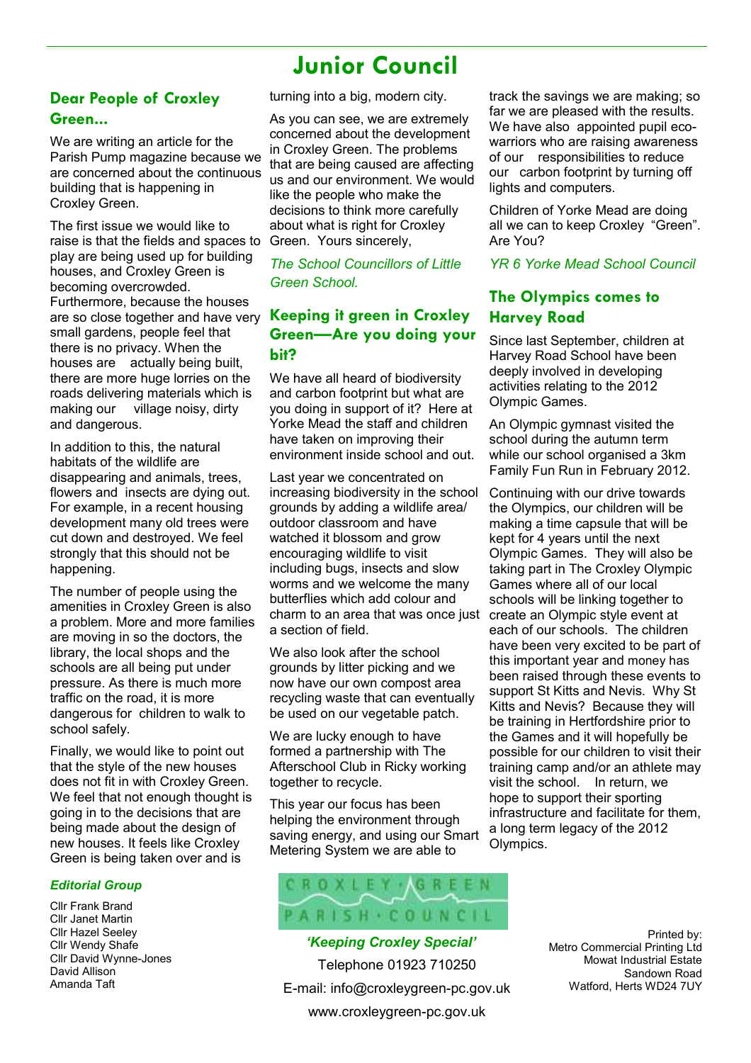# Junior Council

## Dear People of Croxley Green...

We are writing an article for the Parish Pump magazine because we are concerned about the continuous building that is happening in Croxley Green.

The first issue we would like to raise is that the fields and spaces to play are being used up for building houses, and Croxley Green is becoming overcrowded. Furthermore, because the houses are so close together and have very small gardens, people feel that there is no privacy. When the houses are actually being built, there are more huge lorries on the roads delivering materials which is making our village noisy, dirty and dangerous.

In addition to this, the natural habitats of the wildlife are disappearing and animals, trees, flowers and insects are dying out. For example, in a recent housing development many old trees were cut down and destroyed. We feel strongly that this should not be happening.

The number of people using the amenities in Croxley Green is also a problem. More and more families are moving in so the doctors, the library, the local shops and the schools are all being put under pressure. As there is much more traffic on the road, it is more dangerous for children to walk to school safely.

Finally, we would like to point out that the style of the new houses does not fit in with Croxley Green. We feel that not enough thought is going in to the decisions that are being made about the design of new houses. It feels like Croxley Green is being taken over and is turning into a big, modern city.

As you can see, we are extremely concerned about the development in Croxley Green. The problems that are being caused are affecting us and our environment. We would like the people who make the decisions to think more carefully about what is right for Croxley Green. Yours sincerely,

*The School Councillors of Little Green School.*

## Keeping it green in Croxley Green—Are you doing your bit?

We have all heard of biodiversity and carbon footprint but what are you doing in support of it? Here at Yorke Mead the staff and children have taken on improving their environment inside school and out.

Last year we concentrated on increasing biodiversity in the school grounds by adding a wildlife area/ outdoor classroom and have watched it blossom and grow encouraging wildlife to visit including bugs, insects and slow worms and we welcome the many butterflies which add colour and charm to an area that was once just a section of field.

We also look after the school grounds by litter picking and we now have our own compost area recycling waste that can eventually be used on our vegetable patch.

We are lucky enough to have formed a partnership with The Afterschool Club in Ricky working together to recycle.

This year our focus has been helping the environment through saving energy, and using our Smart Metering System we are able to track the savings we are making; so far we are pleased with the results. We have also appointed pupil eco-warriors who are raising awareness of our responsibilities to reduce our carbon footprint by turning off lights and computers.

Children of Yorke Mead are doing all we can to keep Croxley "Green". Are You?

*YR 6 Yorke Mead School Council*

## The Olympics comes to Harvey Road

Since last September, children at Harvey Road School have been deeply involved in developing activities relating to the 2012 Olympic Games.

An Olympic gymnast visited the school during the autumn term while our school organised a 3km Family Fun Run in February 2012.

Continuing with our drive towards the Olympics, our children will be making a time capsule that will be kept for 4 years until the next Olympic Games. They will also be taking part in The Croxley Olympic Games where all of our local schools will be linking together to create an Olympic style event at each of our schools. The children have been very excited to be part of this important year and money has been raised through these events to support St Kitts and Nevis. Why St Kitts and Nevis? Because they will be training in Hertfordshire prior to the Games and it will hopefully be possible for our children to visit their training camp and/or an athlete may visit the school. In return, we hope to support their sporting infrastructure and facilitate for them, a long term legacy of the 2012 Olympics.

***Editorial Group***

Cllr Frank Brand
Cllr Janet Martin
Cllr Hazel Seeley
Cllr Wendy Shafe
Cllr David Wynne-Jones
David Allison
Amanda Taft

CROXLEY · GREEN
PARISH · COUNCIL

***'Keeping Croxley Special'***

Telephone 01923 710250

E-mail: info@croxleygreen-pc.gov.uk

www.croxleygreen-pc.gov.uk

Printed by:
Metro Commercial Printing Ltd
Mowat Industrial Estate
Sandown Road
Watford, Herts WD24 7UY